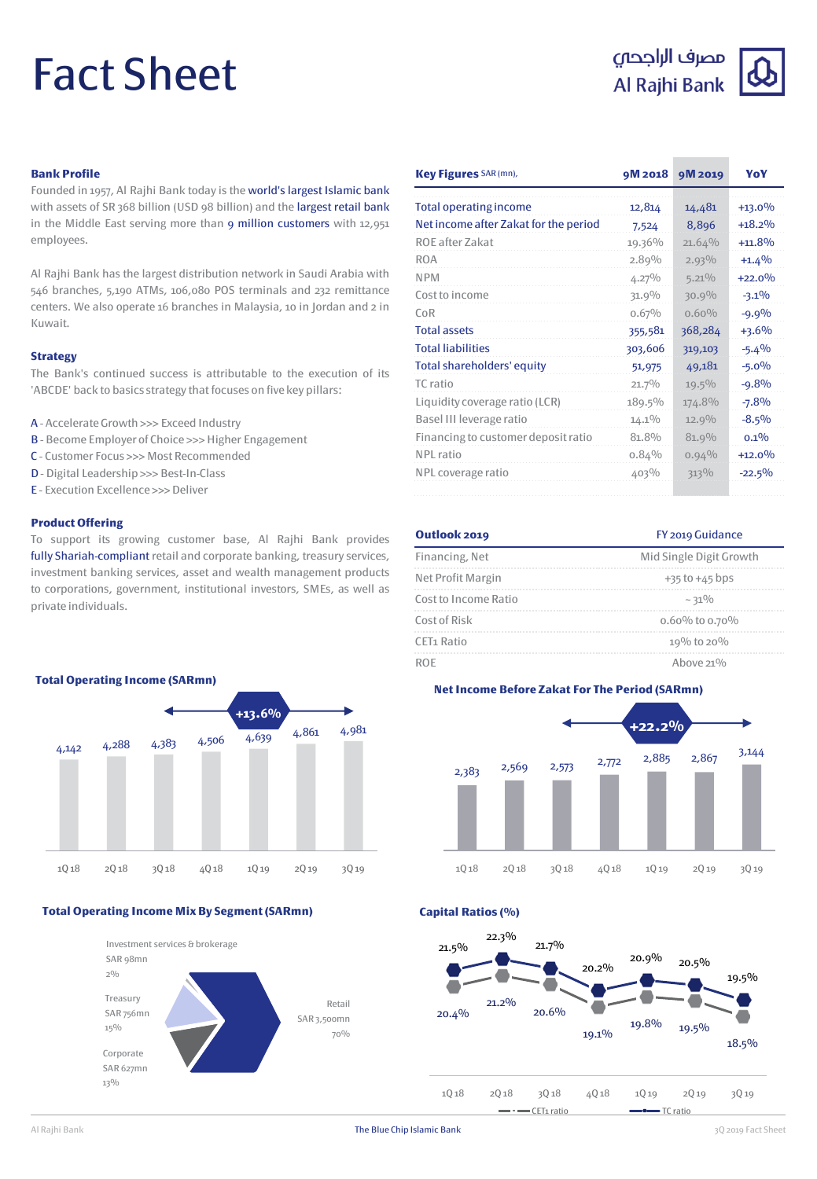# Fact Sheet

مصرف الراجحي
Al Rajhi Bank

## Bank Profile

Founded in 1957, Al Rajhi Bank today is the world's largest Islamic bank with assets of SR 368 billion (USD 98 billion) and the largest retail bank in the Middle East serving more than 9 million customers with 12,951 employees.

Al Rajhi Bank has the largest distribution network in Saudi Arabia with 546 branches, 5,190 ATMs, 106,080 POS terminals and 232 remittance centers. We also operate 16 branches in Malaysia, 10 in Jordan and 2 in Kuwait.

## Strategy

The Bank's continued success is attributable to the execution of its 'ABCDE' back to basics strategy that focuses on five key pillars:

A - Accelerate Growth >>> Exceed Industry
B - Become Employer of Choice >>> Higher Engagement
C - Customer Focus >>> Most Recommended
D - Digital Leadership >>> Best-In-Class
E - Execution Excellence >>> Deliver

## Product Offering

To support its growing customer base, Al Rajhi Bank provides fully Shariah-compliant retail and corporate banking, treasury services, investment banking services, asset and wealth management products to corporations, government, institutional investors, SMEs, as well as private individuals.

## Key Figures SAR (mn)

| Key Figures SAR (mn), | 9M 2018 | 9M 2019 | YoY |
|---|---|---|---|
| Total operating income | 12,814 | 14,481 | +13.0% |
| Net income after Zakat for the period | 7,524 | 8,896 | +18.2% |
| ROE after Zakat | 19.36% | 21.64% | +11.8% |
| ROA | 2.89% | 2.93% | +1.4% |
| NPM | 4.27% | 5.21% | +22.0% |
| Cost to income | 31.9% | 30.9% | -3.1% |
| CoR | 0.67% | 0.60% | -9.9% |
| Total assets | 355,581 | 368,284 | +3.6% |
| Total liabilities | 303,606 | 319,103 | -5.4% |
| Total shareholders' equity | 51,975 | 49,181 | -5.0% |
| TC ratio | 21.7% | 19.5% | -9.8% |
| Liquidity coverage ratio (LCR) | 189.5% | 174.8% | -7.8% |
| Basel III leverage ratio | 14.1% | 12.9% | -8.5% |
| Financing to customer deposit ratio | 81.8% | 81.9% | 0.1% |
| NPL ratio | 0.84% | 0.94% | +12.0% |
| NPL coverage ratio | 403% | 313% | -22.5% |

## Outlook 2019

| Outlook 2019 | FY 2019 Guidance |
|---|---|
| Financing, Net | Mid Single Digit Growth |
| Net Profit Margin | +35 to +45 bps |
| Cost to Income Ratio | ~ 31% |
| Cost of Risk | 0.60% to 0.70% |
| CET1 Ratio | 19% to 20% |
| ROE | Above 21% |

## Total Operating Income (SARmn)

| 1Q 18 | 2Q 18 | 3Q 18 | 4Q 18 | 1Q 19 | 2Q 19 | 3Q 19 |
|---|---|---|---|---|---|---|
| 4,142 | 4,288 | 4,383 | 4,506 | 4,639 | 4,861 | 4,981 |

+13.6%

## Net Income Before Zakat For The Period (SARmn)

| 1Q 18 | 2Q 18 | 3Q 18 | 4Q 18 | 1Q 19 | 2Q 19 | 3Q 19 |
|---|---|---|---|---|---|---|
| 2,383 | 2,569 | 2,573 | 2,772 | 2,885 | 2,867 | 3,144 |

+22.2%

## Total Operating Income Mix By Segment (SARmn)

| Segment | SARmn | Share |
|---|---|---|
| Retail | SAR 3,500mn | 70% |
| Corporate | SAR 627mn | 13% |
| Treasury | SAR 756mn | 15% |
| Investment services & brokerage | SAR 98mn | 2% |

## Capital Ratios (%)

| | 1Q 18 | 2Q 18 | 3Q 18 | 4Q 18 | 1Q 19 | 2Q 19 | 3Q 19 |
|---|---|---|---|---|---|---|---|
| TC ratio | 21.5% | 22.3% | 21.7% | 20.2% | 20.9% | 20.5% | 19.5% |
| CET1 ratio | 20.4% | 21.2% | 20.6% | 19.1% | 19.8% | 19.5% | 18.5% |

Al Rajhi Bank | The Blue Chip Islamic Bank | 3Q 2019 Fact Sheet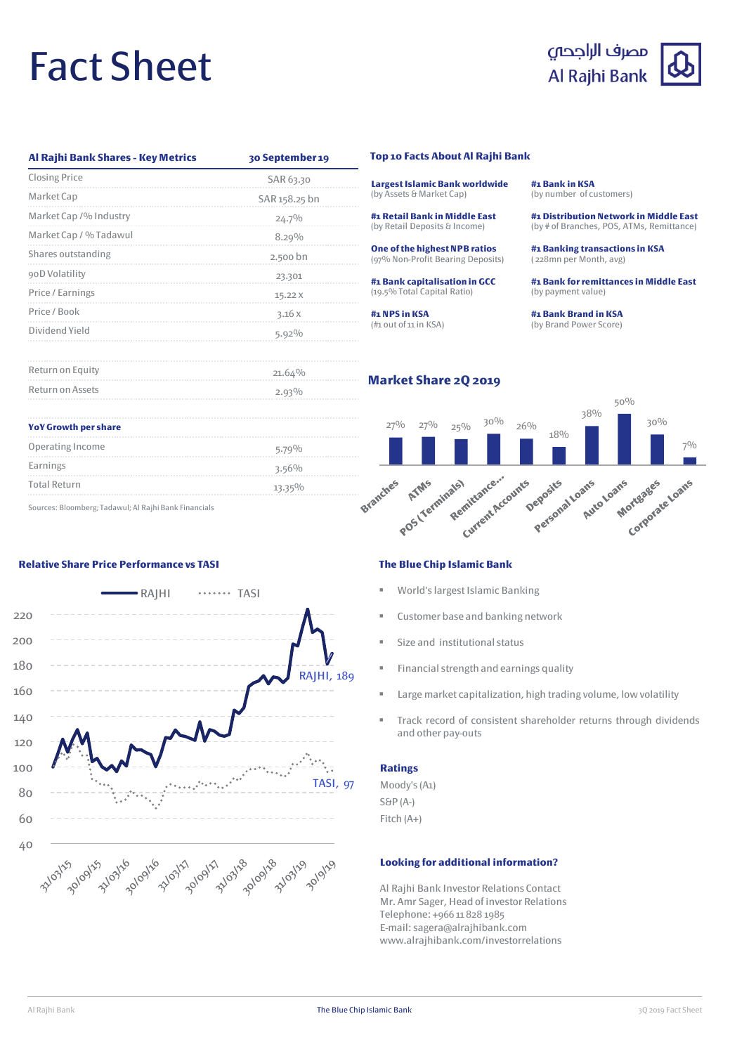# Fact Sheet

مصرف الراجحي
Al Rajhi Bank

| Al Rajhi Bank Shares - Key Metrics | 30 September 19 |
|---|---|
| Closing Price | SAR 63.30 |
| Market Cap | SAR 158.25 bn |
| Market Cap /% Industry | 24.7% |
| Market Cap / % Tadawul | 8.29% |
| Shares outstanding | 2.500 bn |
| 90D Volatility | 23.301 |
| Price / Earnings | 15.22 x |
| Price / Book | 3.16 x |
| Dividend Yield | 5.92% |
| | |
| Return on Equity | 21.64% |
| Return on Assets | 2.93% |
| **YoY Growth per share** | |
| Operating Income | 5.79% |
| Earnings | 3.56% |
| Total Return | 13.35% |

Sources: Bloomberg; Tadawul; Al Rajhi Bank Financials

### Top 10 Facts About Al Rajhi Bank

**Largest Islamic Bank worldwide**
(by Assets & Market Cap)

**#1 Bank in KSA**
(by number of customers)

**#1 Retail Bank in Middle East**
(by Retail Deposits & Income)

**#1 Distribution Network in Middle East**
(by # of Branches, POS, ATMs, Remittance)

**One of the highest NPB ratios**
(97% Non-Profit Bearing Deposits)

**#1 Banking transactions in KSA**
(228mn per Month, avg)

**#1 Bank capitalisation in GCC**
(19.5% Total Capital Ratio)

**#1 Bank for remittances in Middle East**
(by payment value)

**#1 NPS in KSA**
(#1 out of 11 in KSA)

**#1 Bank Brand in KSA**
(by Brand Power Score)

### Market Share 2Q 2019

27% 27% 25% 30% 26% 18% 38% 50% 30% 7%

Branches, ATMs, POS (Terminals), Remittance..., Current Accounts, Deposits, Personal Loans, Auto Loans, Mortgages, Corporate Loans

### Relative Share Price Performance vs TASI

RAJHI ······· TASI

220
200
180
160
140
120
100
80
60
40

RAJHI, 189
TASI, 97

31/03/15 30/09/15 31/03/16 30/09/16 31/03/17 30/09/17 31/03/18 30/09/18 31/03/19 30/9/19

### The Blue Chip Islamic Bank

- World's largest Islamic Banking
- Customer base and banking network
- Size and institutional status
- Financial strength and earnings quality
- Large market capitalization, high trading volume, low volatility
- Track record of consistent shareholder returns through dividends and other pay-outs

### Ratings

Moody's (A1)
S&P (A-)
Fitch (A+)

### Looking for additional information?

Al Rajhi Bank Investor Relations Contact
Mr. Amr Sager, Head of investor Relations
Telephone: +966 11 828 1985
E-mail: sagera@alrajhibank.com
www.alrajhibank.com/investorrelations